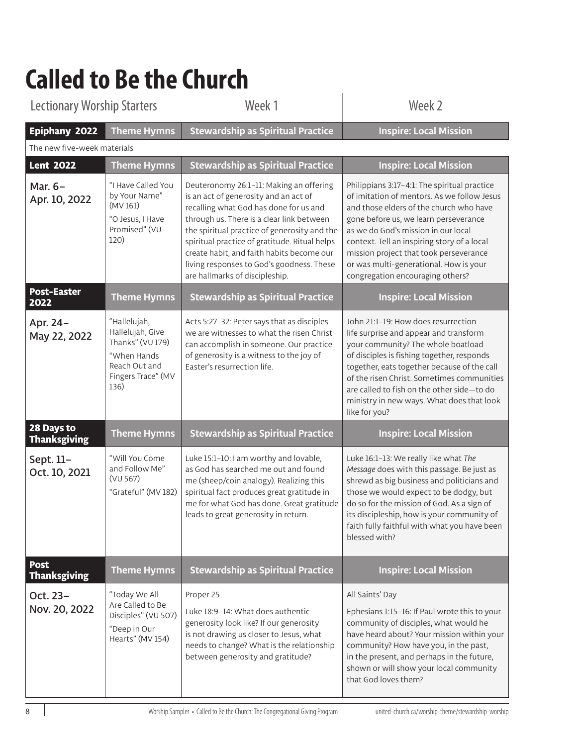# Called to Be the Church

| Lectionary Worship Starters | | Week 1 | Week 2 |
|---|---|---|---|
| **Epiphany 2022** | **Theme Hymns** | **Stewardship as Spiritual Practice** | **Inspire: Local Mission** |
| The new five-week materials | | | |
| **Lent 2022** | **Theme Hymns** | **Stewardship as Spiritual Practice** | **Inspire: Local Mission** |
| Mar. 6–Apr. 10, 2022 | "I Have Called You by Your Name" (MV 161)<br>"O Jesus, I Have Promised" (VU 120) | Deuteronomy 26:1–11: Making an offering is an act of generosity and an act of recalling what God has done for us and through us. There is a clear link between the spiritual practice of generosity and the spiritual practice of gratitude. Ritual helps create habit, and faith habits become our living responses to God's goodness. These are hallmarks of discipleship. | Philippians 3:17–4:1: The spiritual practice of imitation of mentors. As we follow Jesus and those elders of the church who have gone before us, we learn perseverance as we do God's mission in our local context. Tell an inspiring story of a local mission project that took perseverance or was multi-generational. How is your congregation encouraging others? |
| **Post-Easter 2022** | **Theme Hymns** | **Stewardship as Spiritual Practice** | **Inspire: Local Mission** |
| Apr. 24–May 22, 2022 | "Hallelujah, Hallelujah, Give Thanks" (VU 179)<br>"When Hands Reach Out and Fingers Trace" (MV 136) | Acts 5:27–32: Peter says that as disciples we are witnesses to what the risen Christ can accomplish in someone. Our practice of generosity is a witness to the joy of Easter's resurrection life. | John 21:1–19: How does resurrection life surprise and appear and transform your community? The whole boatload of disciples is fishing together, responds together, eats together because of the call of the risen Christ. Sometimes communities are called to fish on the other side—to do ministry in new ways. What does that look like for you? |
| **28 Days to Thanksgiving** | **Theme Hymns** | **Stewardship as Spiritual Practice** | **Inspire: Local Mission** |
| Sept. 11–Oct. 10, 2021 | "Will You Come and Follow Me" (VU 567)<br>"Grateful" (MV 182) | Luke 15:1–10: I am worthy and lovable, as God has searched me out and found me (sheep/coin analogy). Realizing this spiritual fact produces great gratitude in me for what God has done. Great gratitude leads to great generosity in return. | Luke 16:1–13: We really like what *The Message* does with this passage. Be just as shrewd as big business and politicians and those we would expect to be dodgy, but do so for the mission of God. As a sign of its discipleship, how is your community of faith fully faithful with what you have been blessed with? |
| **Post Thanksgiving** | **Theme Hymns** | **Stewardship as Spiritual Practice** | **Inspire: Local Mission** |
| Oct. 23–Nov. 20, 2022 | "Today We All Are Called to Be Disciples" (VU 507)<br>"Deep in Our Hearts" (MV 154) | Proper 25<br>Luke 18:9–14: What does authentic generosity look like? If our generosity is not drawing us closer to Jesus, what needs to change? What is the relationship between generosity and gratitude? | All Saints' Day<br>Ephesians 1:15–16: If Paul wrote this to your community of disciples, what would he have heard about? Your mission within your community? How have you, in the past, in the present, and perhaps in the future, shown or will show your local community that God loves them? |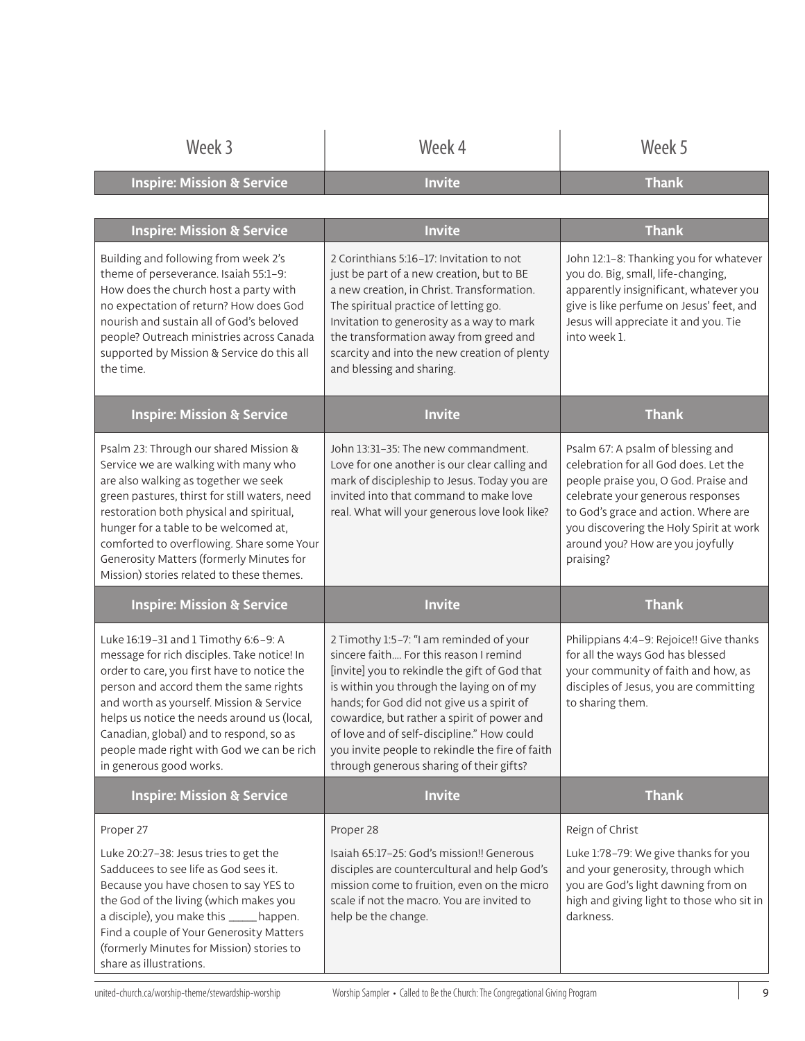| Week 3 | Week 4 | Week 5 |
|---|---|---|
| **Inspire: Mission & Service** | **Invite** | **Thank** |
| **Inspire: Mission & Service** | **Invite** | **Thank** |
| Building and following from week 2's theme of perseverance. Isaiah 55:1–9: How does the church host a party with no expectation of return? How does God nourish and sustain all of God's beloved people? Outreach ministries across Canada supported by Mission & Service do this all the time. | 2 Corinthians 5:16–17: Invitation to not just be part of a new creation, but to BE a new creation, in Christ. Transformation. The spiritual practice of letting go. Invitation to generosity as a way to mark the transformation away from greed and scarcity and into the new creation of plenty and blessing and sharing. | John 12:1–8: Thanking you for whatever you do. Big, small, life-changing, apparently insignificant, whatever you give is like perfume on Jesus' feet, and Jesus will appreciate it and you. Tie into week 1. |
| **Inspire: Mission & Service** | **Invite** | **Thank** |
| Psalm 23: Through our shared Mission & Service we are walking with many who are also walking as together we seek green pastures, thirst for still waters, need restoration both physical and spiritual, hunger for a table to be welcomed at, comforted to overflowing. Share some Your Generosity Matters (formerly Minutes for Mission) stories related to these themes. | John 13:31–35: The new commandment. Love for one another is our clear calling and mark of discipleship to Jesus. Today you are invited into that command to make love real. What will your generous love look like? | Psalm 67: A psalm of blessing and celebration for all God does. Let the people praise you, O God. Praise and celebrate your generous responses to God's grace and action. Where are you discovering the Holy Spirit at work around you? How are you joyfully praising? |
| **Inspire: Mission & Service** | **Invite** | **Thank** |
| Luke 16:19–31 and 1 Timothy 6:6–9: A message for rich disciples. Take notice! In order to care, you first have to notice the person and accord them the same rights and worth as yourself. Mission & Service helps us notice the needs around us (local, Canadian, global) and to respond, so as people made right with God we can be rich in generous good works. | 2 Timothy 1:5–7: "I am reminded of your sincere faith.... For this reason I remind [invite] you to rekindle the gift of God that is within you through the laying on of my hands; for God did not give us a spirit of cowardice, but rather a spirit of power and of love and of self-discipline." How could you invite people to rekindle the fire of faith through generous sharing of their gifts? | Philippians 4:4–9: Rejoice!! Give thanks for all the ways God has blessed your community of faith and how, as disciples of Jesus, you are committing to sharing them. |
| **Inspire: Mission & Service** | **Invite** | **Thank** |
| Proper 27<br><br>Luke 20:27–38: Jesus tries to get the Sadducees to see life as God sees it. Because you have chosen to say YES to the God of the living (which makes you a disciple), you make this _____ happen. Find a couple of Your Generosity Matters (formerly Minutes for Mission) stories to share as illustrations. | Proper 28<br><br>Isaiah 65:17–25: God's mission!! Generous disciples are countercultural and help God's mission come to fruition, even on the micro scale if not the macro. You are invited to help be the change. | Reign of Christ<br><br>Luke 1:78–79: We give thanks for you and your generosity, through which you are God's light dawning from on high and giving light to those who sit in darkness. |